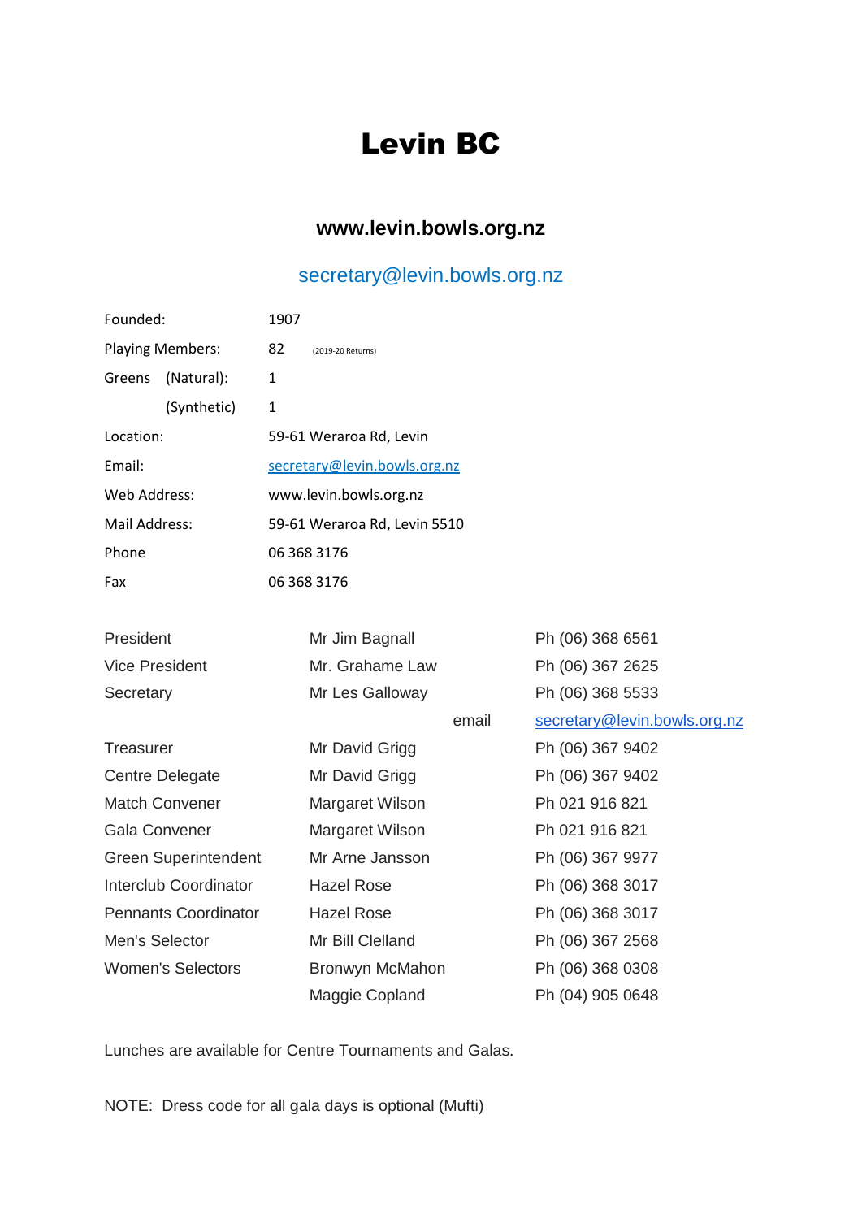# Levin BC

### www.levin.bowls.org.nz

secretary@levin.bowls.org.nz

| | |
|---|---|
| Founded: | 1907 |
| Playing Members: | 82 (2019-20 Returns) |
| Greens (Natural): | 1 |
| (Synthetic) | 1 |
| Location: | 59-61 Weraroa Rd, Levin |
| Email: | secretary@levin.bowls.org.nz |
| Web Address: | www.levin.bowls.org.nz |
| Mail Address: | 59-61 Weraroa Rd, Levin 5510 |
| Phone | 06 368 3176 |
| Fax | 06 368 3176 |

| | | |
|---|---|---|
| President | Mr Jim Bagnall | Ph (06) 368 6561 |
| Vice President | Mr. Grahame Law | Ph (06) 367 2625 |
| Secretary | Mr Les Galloway | Ph (06) 368 5533 |
| | email | secretary@levin.bowls.org.nz |
| Treasurer | Mr David Grigg | Ph (06) 367 9402 |
| Centre Delegate | Mr David Grigg | Ph (06) 367 9402 |
| Match Convener | Margaret Wilson | Ph 021 916 821 |
| Gala Convener | Margaret Wilson | Ph 021 916 821 |
| Green Superintendent | Mr Arne Jansson | Ph (06) 367 9977 |
| Interclub Coordinator | Hazel Rose | Ph (06) 368 3017 |
| Pennants Coordinator | Hazel Rose | Ph (06) 368 3017 |
| Men's Selector | Mr Bill Clelland | Ph (06) 367 2568 |
| Women's Selectors | Bronwyn McMahon | Ph (06) 368 0308 |
| | Maggie Copland | Ph (04) 905 0648 |

Lunches are available for Centre Tournaments and Galas.

NOTE: Dress code for all gala days is optional (Mufti)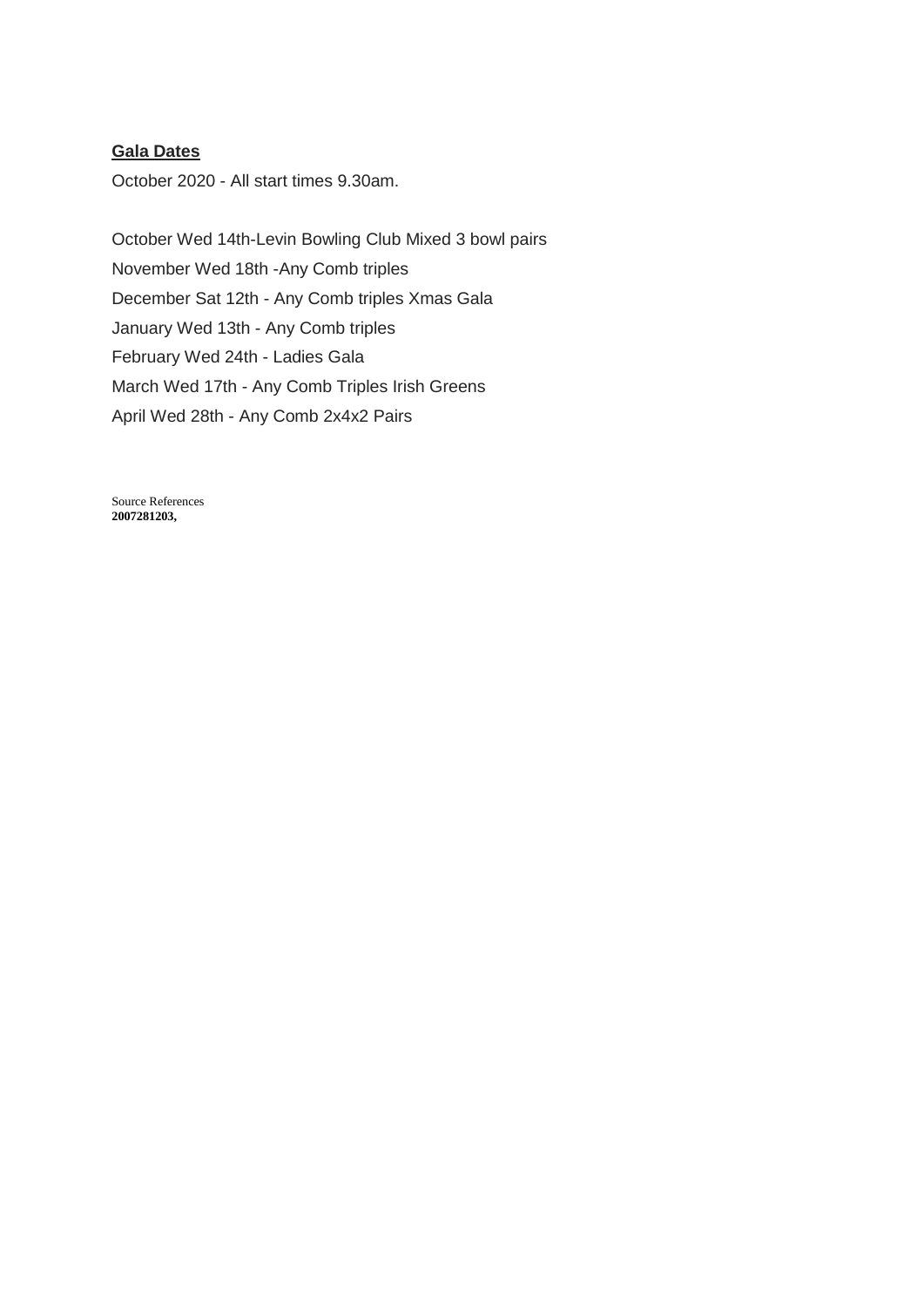**Gala Dates**

October 2020 - All start times 9.30am.

October Wed 14th-Levin Bowling Club Mixed 3 bowl pairs
November Wed 18th -Any Comb triples
December Sat 12th - Any Comb triples Xmas Gala
January Wed 13th - Any Comb triples
February Wed 24th - Ladies Gala
March Wed 17th - Any Comb Triples Irish Greens
April Wed 28th - Any Comb 2x4x2 Pairs

Source References
**2007281203,**